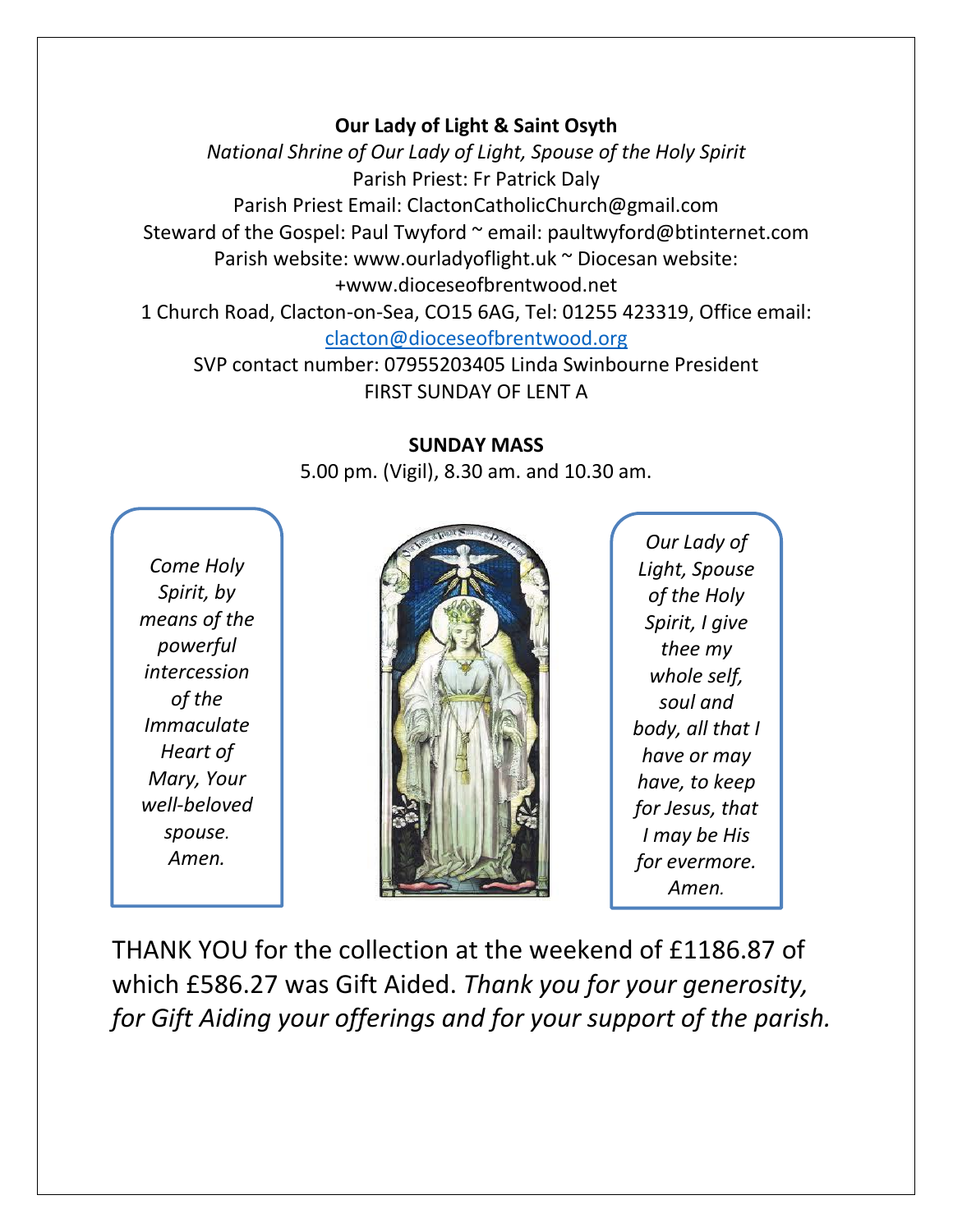**Our Lady of Light & Saint Osyth**

*National Shrine of Our Lady of Light, Spouse of the Holy Spirit*

Parish Priest: Fr Patrick Daly

Parish Priest Email: ClactonCatholicChurch@gmail.com

Steward of the Gospel: Paul Twyford ~ email: paultwyford@btinternet.com

Parish website: www.ourladyoflight.uk ~ Diocesan website: +www.dioceseofbrentwood.net

1 Church Road, Clacton-on-Sea, CO15 6AG, Tel: 01255 423319, Office email: clacton@dioceseofbrentwood.org

SVP contact number: 07955203405 Linda Swinbourne President

FIRST SUNDAY OF LENT A

**SUNDAY MASS**

5.00 pm. (Vigil), 8.30 am. and 10.30 am.

*Come Holy Spirit, by means of the powerful intercession of the Immaculate Heart of Mary, Your well-beloved spouse. Amen.*

*Our Lady of Light, Spouse of the Holy Spirit, I give thee my whole self, soul and body, all that I have or may have, to keep for Jesus, that I may be His for evermore. Amen.*

THANK YOU for the collection at the weekend of £1186.87 of which £586.27 was Gift Aided. *Thank you for your generosity, for Gift Aiding your offerings and for your support of the parish.*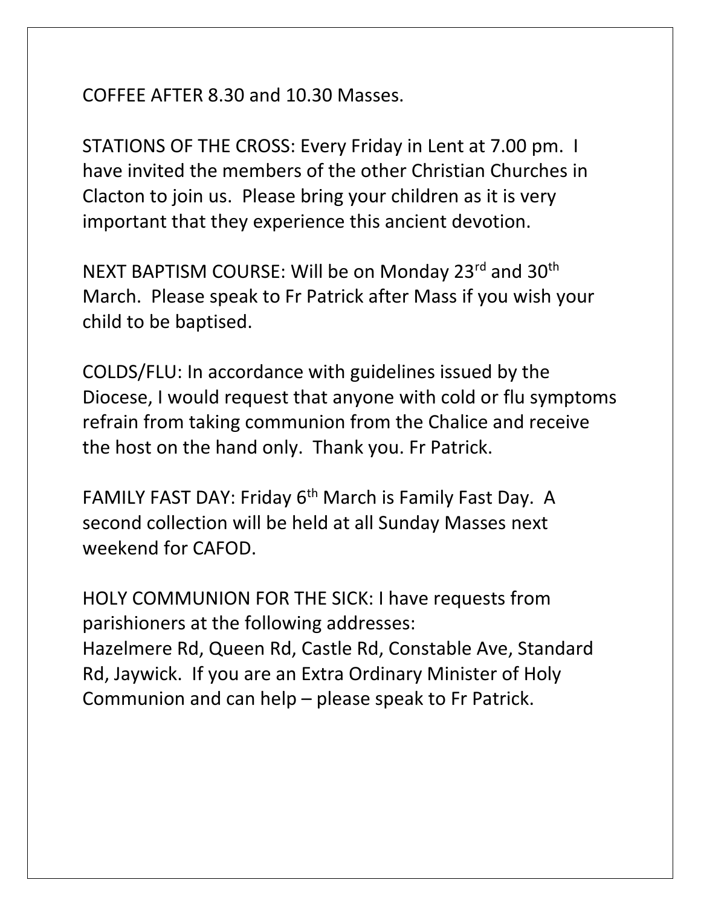COFFEE AFTER 8.30 and 10.30 Masses.

STATIONS OF THE CROSS: Every Friday in Lent at 7.00 pm. I have invited the members of the other Christian Churches in Clacton to join us. Please bring your children as it is very important that they experience this ancient devotion.

NEXT BAPTISM COURSE: Will be on Monday 23rd and 30th March. Please speak to Fr Patrick after Mass if you wish your child to be baptised.

COLDS/FLU: In accordance with guidelines issued by the Diocese, I would request that anyone with cold or flu symptoms refrain from taking communion from the Chalice and receive the host on the hand only. Thank you. Fr Patrick.

FAMILY FAST DAY: Friday 6th March is Family Fast Day. A second collection will be held at all Sunday Masses next weekend for CAFOD.

HOLY COMMUNION FOR THE SICK: I have requests from parishioners at the following addresses:
Hazelmere Rd, Queen Rd, Castle Rd, Constable Ave, Standard Rd, Jaywick. If you are an Extra Ordinary Minister of Holy Communion and can help – please speak to Fr Patrick.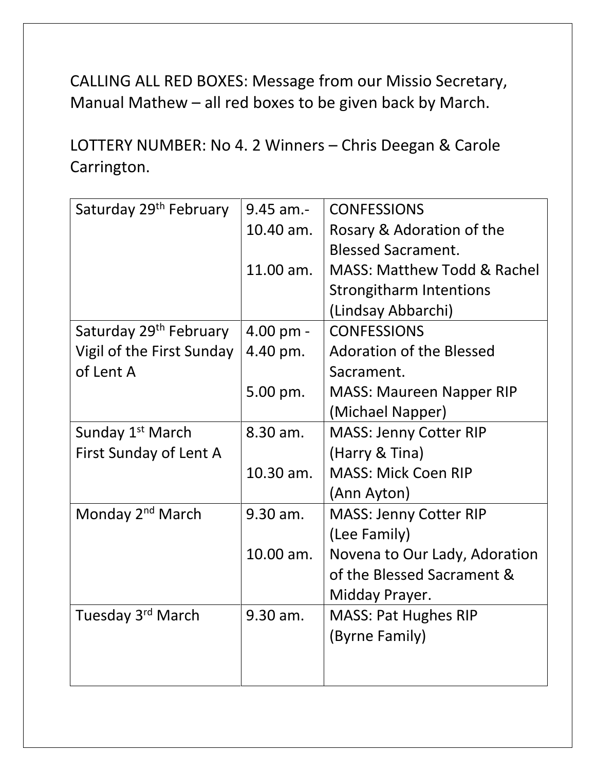CALLING ALL RED BOXES: Message from our Missio Secretary, Manual Mathew – all red boxes to be given back by March.

LOTTERY NUMBER: No 4. 2 Winners – Chris Deegan & Carole Carrington.

| | | |
|---|---|---|
| Saturday 29th February | 9.45 am.- 10.40 am.<br><br>11.00 am. | CONFESSIONS<br>Rosary & Adoration of the Blessed Sacrament.<br>MASS: Matthew Todd & Rachel Strongitharm Intentions (Lindsay Abbarchi) |
| Saturday 29th February<br>Vigil of the First Sunday of Lent A | 4.00 pm - 4.40 pm.<br><br>5.00 pm. | CONFESSIONS<br>Adoration of the Blessed Sacrament.<br>MASS: Maureen Napper RIP (Michael Napper) |
| Sunday 1st March<br>First Sunday of Lent A | 8.30 am.<br><br>10.30 am. | MASS: Jenny Cotter RIP (Harry & Tina)<br>MASS: Mick Coen RIP (Ann Ayton) |
| Monday 2nd March | 9.30 am.<br><br>10.00 am. | MASS: Jenny Cotter RIP (Lee Family)<br>Novena to Our Lady, Adoration of the Blessed Sacrament & Midday Prayer. |
| Tuesday 3rd March | 9.30 am. | MASS: Pat Hughes RIP (Byrne Family) |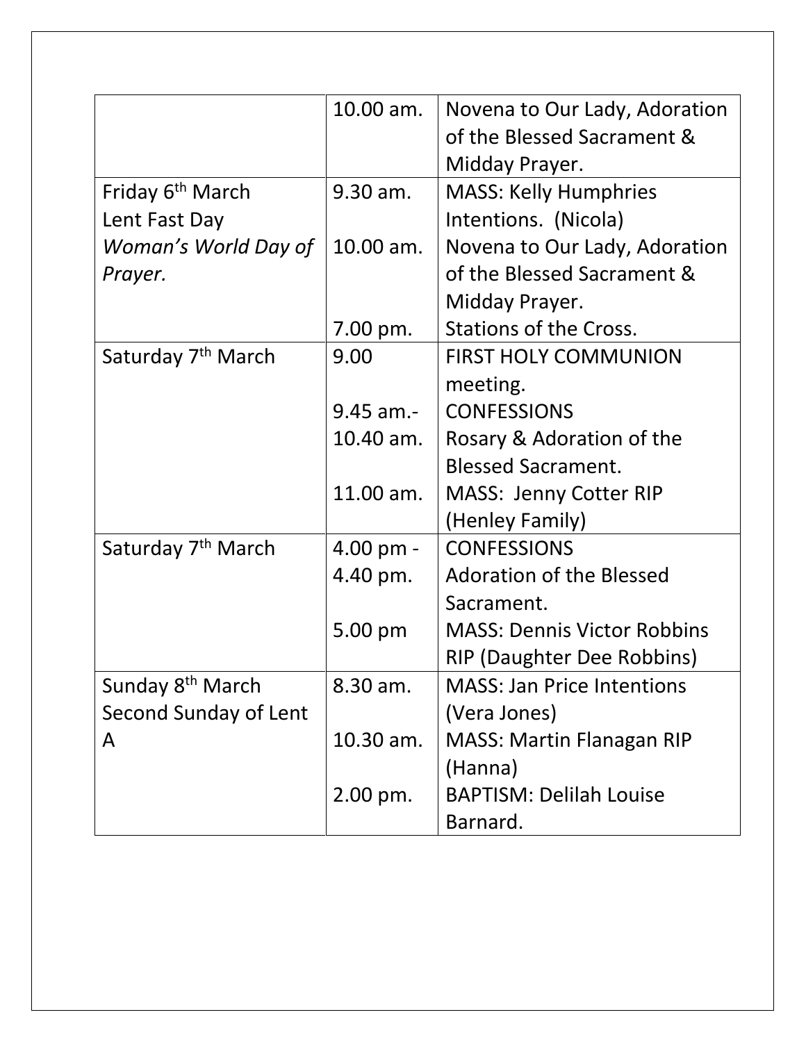| | | |
|---|---|---|
| | 10.00 am. | Novena to Our Lady, Adoration of the Blessed Sacrament & Midday Prayer. |
| Friday 6th March<br>Lent Fast Day<br>*Woman's World Day of Prayer.* | 9.30 am.<br><br>10.00 am.<br><br><br>7.00 pm. | MASS: Kelly Humphries Intentions. (Nicola)<br>Novena to Our Lady, Adoration of the Blessed Sacrament & Midday Prayer.<br>Stations of the Cross. |
| Saturday 7th March | 9.00<br><br>9.45 am.-<br>10.40 am.<br><br>11.00 am. | FIRST HOLY COMMUNION meeting.<br>CONFESSIONS<br>Rosary & Adoration of the Blessed Sacrament.<br>MASS: Jenny Cotter RIP (Henley Family) |
| Saturday 7th March | 4.00 pm -<br>4.40 pm.<br><br>5.00 pm | CONFESSIONS<br>Adoration of the Blessed Sacrament.<br>MASS: Dennis Victor Robbins RIP (Daughter Dee Robbins) |
| Sunday 8th March<br>Second Sunday of Lent A | 8.30 am.<br><br>10.30 am.<br><br>2.00 pm. | MASS: Jan Price Intentions (Vera Jones)<br>MASS: Martin Flanagan RIP (Hanna)<br>BAPTISM: Delilah Louise Barnard. |